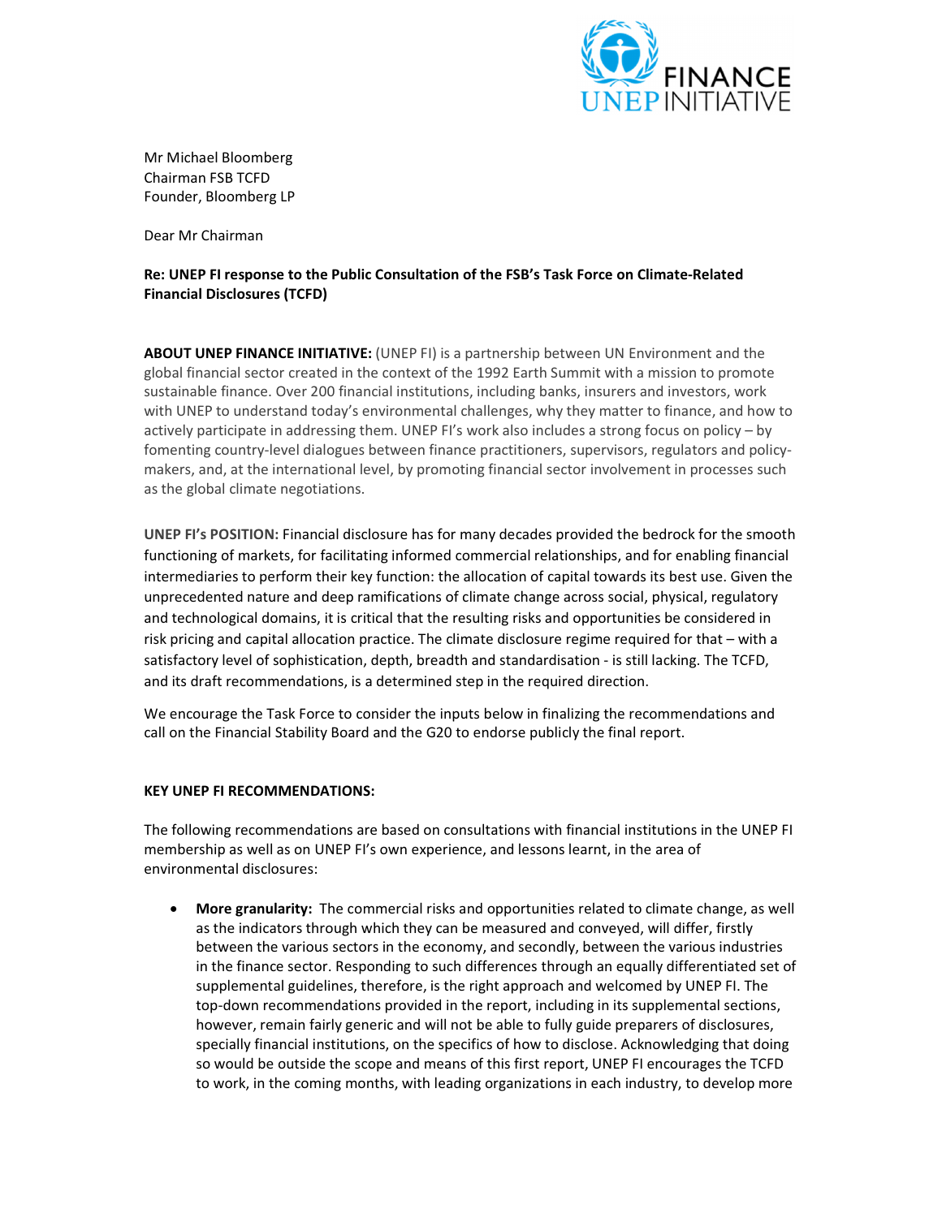Mr Michael Bloomberg
Chairman FSB TCFD
Founder, Bloomberg LP

Dear Mr Chairman

**Re: UNEP FI response to the Public Consultation of the FSB's Task Force on Climate-Related Financial Disclosures (TCFD)**

**ABOUT UNEP FINANCE INITIATIVE:** (UNEP FI) is a partnership between UN Environment and the global financial sector created in the context of the 1992 Earth Summit with a mission to promote sustainable finance. Over 200 financial institutions, including banks, insurers and investors, work with UNEP to understand today's environmental challenges, why they matter to finance, and how to actively participate in addressing them. UNEP FI's work also includes a strong focus on policy – by fomenting country-level dialogues between finance practitioners, supervisors, regulators and policy-makers, and, at the international level, by promoting financial sector involvement in processes such as the global climate negotiations.

**UNEP FI's POSITION:** Financial disclosure has for many decades provided the bedrock for the smooth functioning of markets, for facilitating informed commercial relationships, and for enabling financial intermediaries to perform their key function: the allocation of capital towards its best use. Given the unprecedented nature and deep ramifications of climate change across social, physical, regulatory and technological domains, it is critical that the resulting risks and opportunities be considered in risk pricing and capital allocation practice. The climate disclosure regime required for that – with a satisfactory level of sophistication, depth, breadth and standardisation - is still lacking. The TCFD, and its draft recommendations, is a determined step in the required direction.

We encourage the Task Force to consider the inputs below in finalizing the recommendations and call on the Financial Stability Board and the G20 to endorse publicly the final report.

**KEY UNEP FI RECOMMENDATIONS:**

The following recommendations are based on consultations with financial institutions in the UNEP FI membership as well as on UNEP FI's own experience, and lessons learnt, in the area of environmental disclosures:

- **More granularity:** The commercial risks and opportunities related to climate change, as well as the indicators through which they can be measured and conveyed, will differ, firstly between the various sectors in the economy, and secondly, between the various industries in the finance sector. Responding to such differences through an equally differentiated set of supplemental guidelines, therefore, is the right approach and welcomed by UNEP FI. The top-down recommendations provided in the report, including in its supplemental sections, however, remain fairly generic and will not be able to fully guide preparers of disclosures, specially financial institutions, on the specifics of how to disclose. Acknowledging that doing so would be outside the scope and means of this first report, UNEP FI encourages the TCFD to work, in the coming months, with leading organizations in each industry, to develop more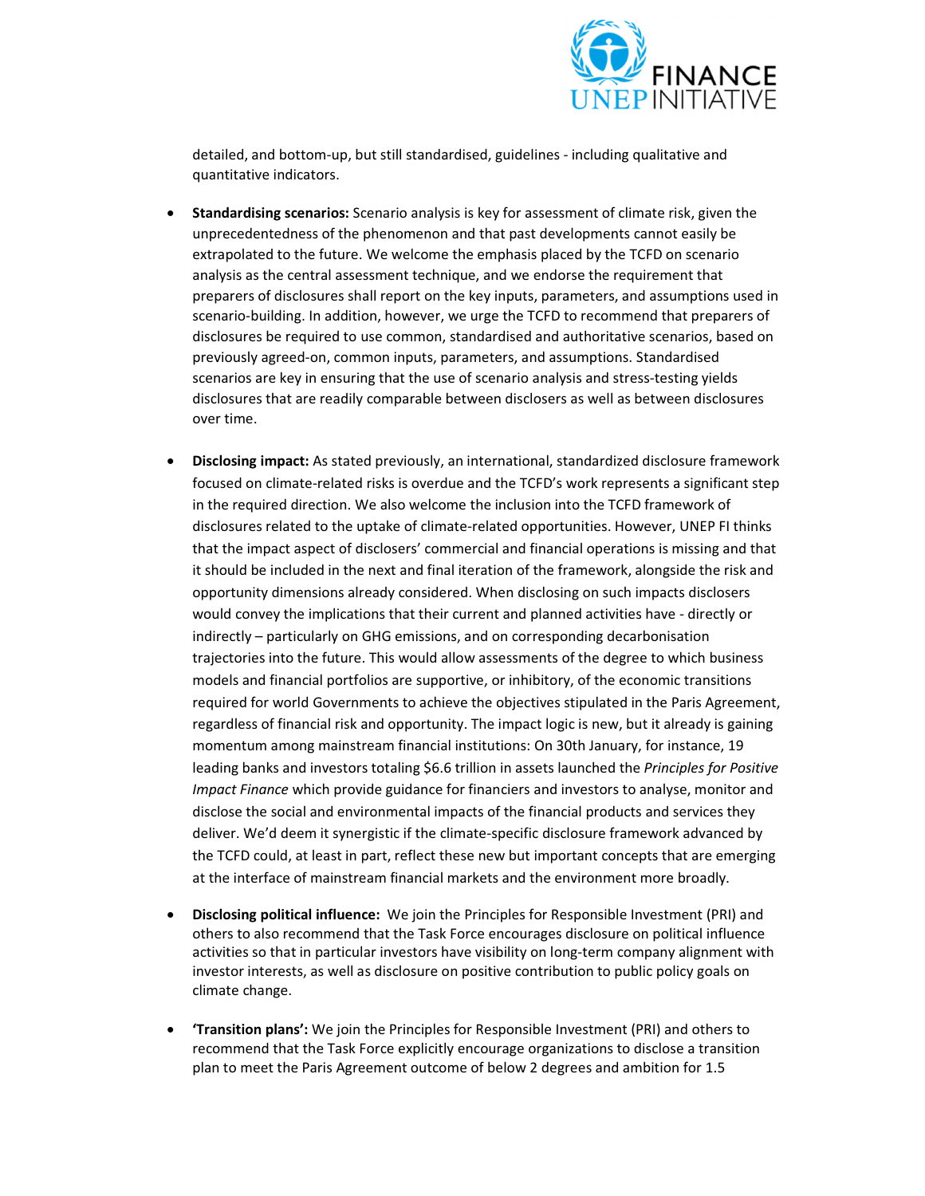detailed, and bottom-up, but still standardised, guidelines - including qualitative and quantitative indicators.

- **Standardising scenarios:** Scenario analysis is key for assessment of climate risk, given the unprecedentedness of the phenomenon and that past developments cannot easily be extrapolated to the future. We welcome the emphasis placed by the TCFD on scenario analysis as the central assessment technique, and we endorse the requirement that preparers of disclosures shall report on the key inputs, parameters, and assumptions used in scenario-building. In addition, however, we urge the TCFD to recommend that preparers of disclosures be required to use common, standardised and authoritative scenarios, based on previously agreed-on, common inputs, parameters, and assumptions. Standardised scenarios are key in ensuring that the use of scenario analysis and stress-testing yields disclosures that are readily comparable between disclosers as well as between disclosures over time.

- **Disclosing impact:** As stated previously, an international, standardized disclosure framework focused on climate-related risks is overdue and the TCFD's work represents a significant step in the required direction. We also welcome the inclusion into the TCFD framework of disclosures related to the uptake of climate-related opportunities. However, UNEP FI thinks that the impact aspect of disclosers' commercial and financial operations is missing and that it should be included in the next and final iteration of the framework, alongside the risk and opportunity dimensions already considered. When disclosing on such impacts disclosers would convey the implications that their current and planned activities have - directly or indirectly – particularly on GHG emissions, and on corresponding decarbonisation trajectories into the future. This would allow assessments of the degree to which business models and financial portfolios are supportive, or inhibitory, of the economic transitions required for world Governments to achieve the objectives stipulated in the Paris Agreement, regardless of financial risk and opportunity. The impact logic is new, but it already is gaining momentum among mainstream financial institutions: On 30th January, for instance, 19 leading banks and investors totaling \$6.6 trillion in assets launched the *Principles for Positive Impact Finance* which provide guidance for financiers and investors to analyse, monitor and disclose the social and environmental impacts of the financial products and services they deliver. We'd deem it synergistic if the climate-specific disclosure framework advanced by the TCFD could, at least in part, reflect these new but important concepts that are emerging at the interface of mainstream financial markets and the environment more broadly.

- **Disclosing political influence:** We join the Principles for Responsible Investment (PRI) and others to also recommend that the Task Force encourages disclosure on political influence activities so that in particular investors have visibility on long-term company alignment with investor interests, as well as disclosure on positive contribution to public policy goals on climate change.

- **'Transition plans':** We join the Principles for Responsible Investment (PRI) and others to recommend that the Task Force explicitly encourage organizations to disclose a transition plan to meet the Paris Agreement outcome of below 2 degrees and ambition for 1.5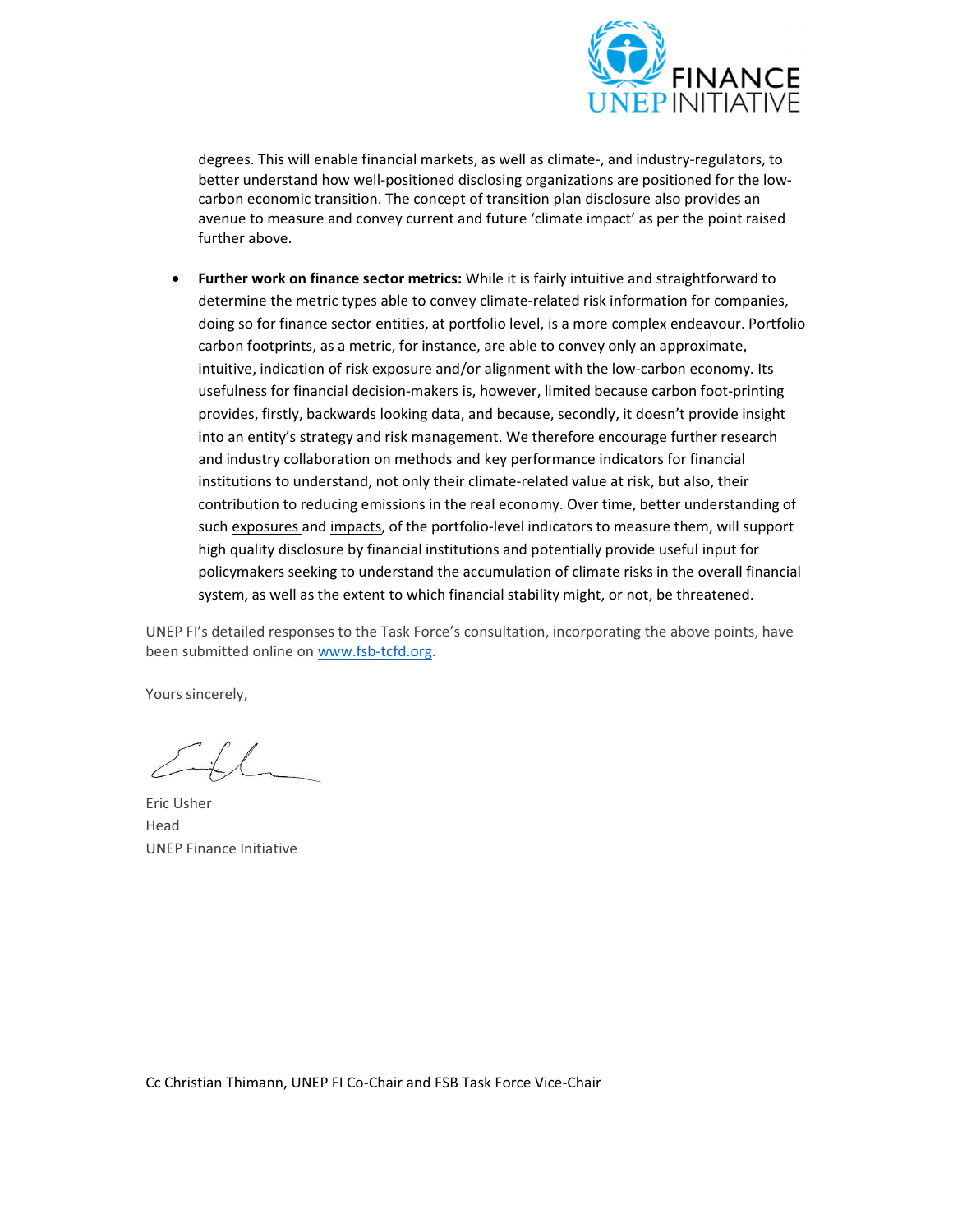degrees. This will enable financial markets, as well as climate-, and industry-regulators, to better understand how well-positioned disclosing organizations are positioned for the low-carbon economic transition. The concept of transition plan disclosure also provides an avenue to measure and convey current and future 'climate impact' as per the point raised further above.

- **Further work on finance sector metrics:** While it is fairly intuitive and straightforward to determine the metric types able to convey climate-related risk information for companies, doing so for finance sector entities, at portfolio level, is a more complex endeavour. Portfolio carbon footprints, as a metric, for instance, are able to convey only an approximate, intuitive, indication of risk exposure and/or alignment with the low-carbon economy. Its usefulness for financial decision-makers is, however, limited because carbon foot-printing provides, firstly, backwards looking data, and because, secondly, it doesn't provide insight into an entity's strategy and risk management. We therefore encourage further research and industry collaboration on methods and key performance indicators for financial institutions to understand, not only their climate-related value at risk, but also, their contribution to reducing emissions in the real economy. Over time, better understanding of such exposures and impacts, of the portfolio-level indicators to measure them, will support high quality disclosure by financial institutions and potentially provide useful input for policymakers seeking to understand the accumulation of climate risks in the overall financial system, as well as the extent to which financial stability might, or not, be threatened.

UNEP FI's detailed responses to the Task Force's consultation, incorporating the above points, have been submitted online on www.fsb-tcfd.org.

Yours sincerely,

Eric Usher
Head
UNEP Finance Initiative

Cc Christian Thimann, UNEP FI Co-Chair and FSB Task Force Vice-Chair